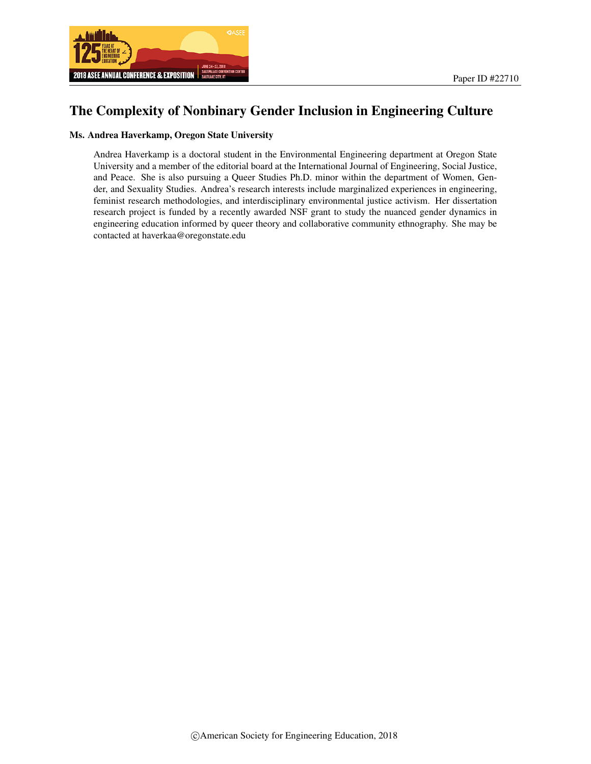Paper ID #22710

# The Complexity of Nonbinary Gender Inclusion in Engineering Culture

**Ms. Andrea Haverkamp, Oregon State University**

Andrea Haverkamp is a doctoral student in the Environmental Engineering department at Oregon State University and a member of the editorial board at the International Journal of Engineering, Social Justice, and Peace. She is also pursuing a Queer Studies Ph.D. minor within the department of Women, Gender, and Sexuality Studies. Andrea's research interests include marginalized experiences in engineering, feminist research methodologies, and interdisciplinary environmental justice activism. Her dissertation research project is funded by a recently awarded NSF grant to study the nuanced gender dynamics in engineering education informed by queer theory and collaborative community ethnography. She may be contacted at haverkaa@oregonstate.edu

©American Society for Engineering Education, 2018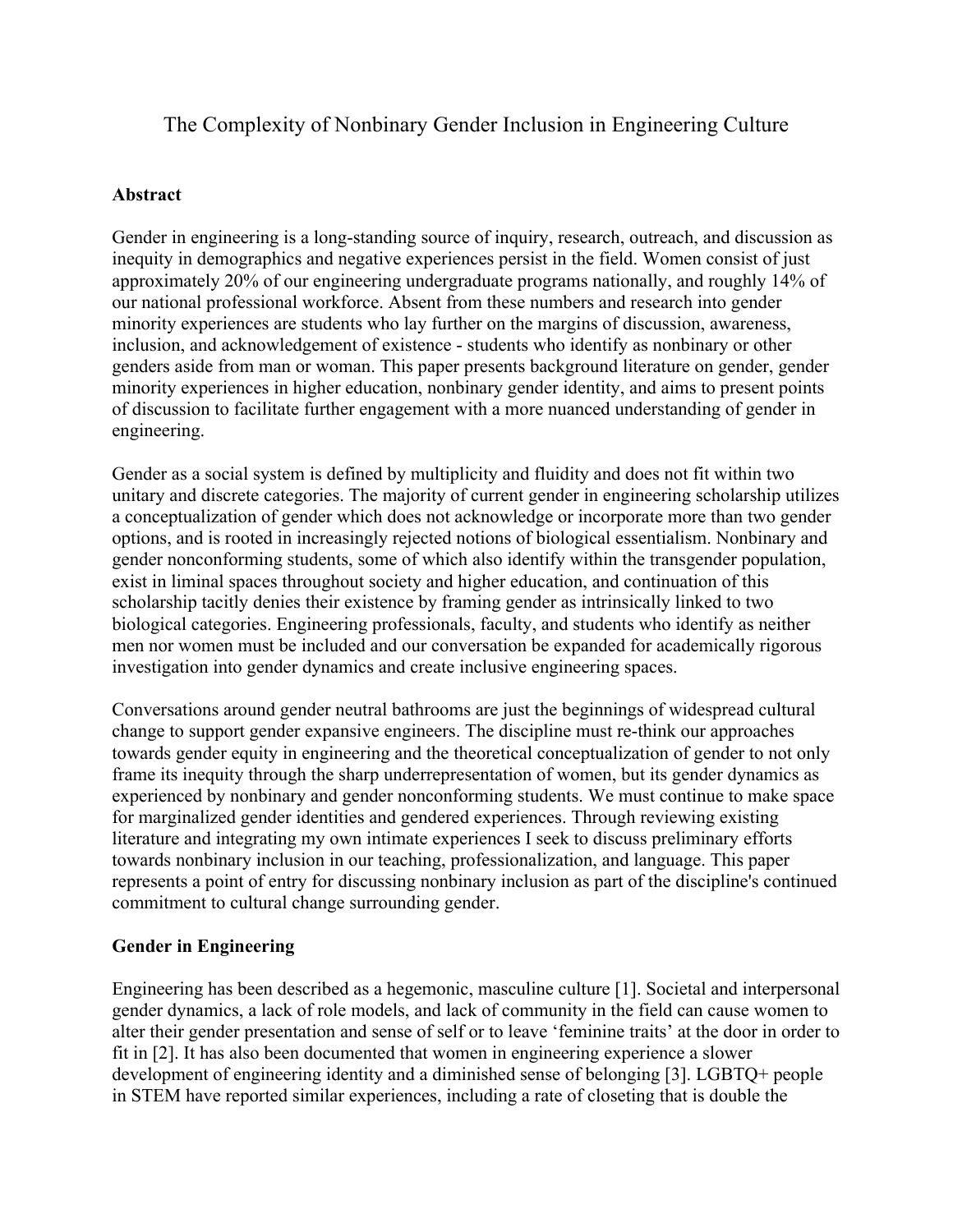# The Complexity of Nonbinary Gender Inclusion in Engineering Culture

## Abstract

Gender in engineering is a long-standing source of inquiry, research, outreach, and discussion as inequity in demographics and negative experiences persist in the field. Women consist of just approximately 20% of our engineering undergraduate programs nationally, and roughly 14% of our national professional workforce. Absent from these numbers and research into gender minority experiences are students who lay further on the margins of discussion, awareness, inclusion, and acknowledgement of existence - students who identify as nonbinary or other genders aside from man or woman. This paper presents background literature on gender, gender minority experiences in higher education, nonbinary gender identity, and aims to present points of discussion to facilitate further engagement with a more nuanced understanding of gender in engineering.

Gender as a social system is defined by multiplicity and fluidity and does not fit within two unitary and discrete categories. The majority of current gender in engineering scholarship utilizes a conceptualization of gender which does not acknowledge or incorporate more than two gender options, and is rooted in increasingly rejected notions of biological essentialism. Nonbinary and gender nonconforming students, some of which also identify within the transgender population, exist in liminal spaces throughout society and higher education, and continuation of this scholarship tacitly denies their existence by framing gender as intrinsically linked to two biological categories. Engineering professionals, faculty, and students who identify as neither men nor women must be included and our conversation be expanded for academically rigorous investigation into gender dynamics and create inclusive engineering spaces.

Conversations around gender neutral bathrooms are just the beginnings of widespread cultural change to support gender expansive engineers. The discipline must re-think our approaches towards gender equity in engineering and the theoretical conceptualization of gender to not only frame its inequity through the sharp underrepresentation of women, but its gender dynamics as experienced by nonbinary and gender nonconforming students. We must continue to make space for marginalized gender identities and gendered experiences. Through reviewing existing literature and integrating my own intimate experiences I seek to discuss preliminary efforts towards nonbinary inclusion in our teaching, professionalization, and language. This paper represents a point of entry for discussing nonbinary inclusion as part of the discipline's continued commitment to cultural change surrounding gender.

## Gender in Engineering

Engineering has been described as a hegemonic, masculine culture [1]. Societal and interpersonal gender dynamics, a lack of role models, and lack of community in the field can cause women to alter their gender presentation and sense of self or to leave 'feminine traits' at the door in order to fit in [2]. It has also been documented that women in engineering experience a slower development of engineering identity and a diminished sense of belonging [3]. LGBTQ+ people in STEM have reported similar experiences, including a rate of closeting that is double the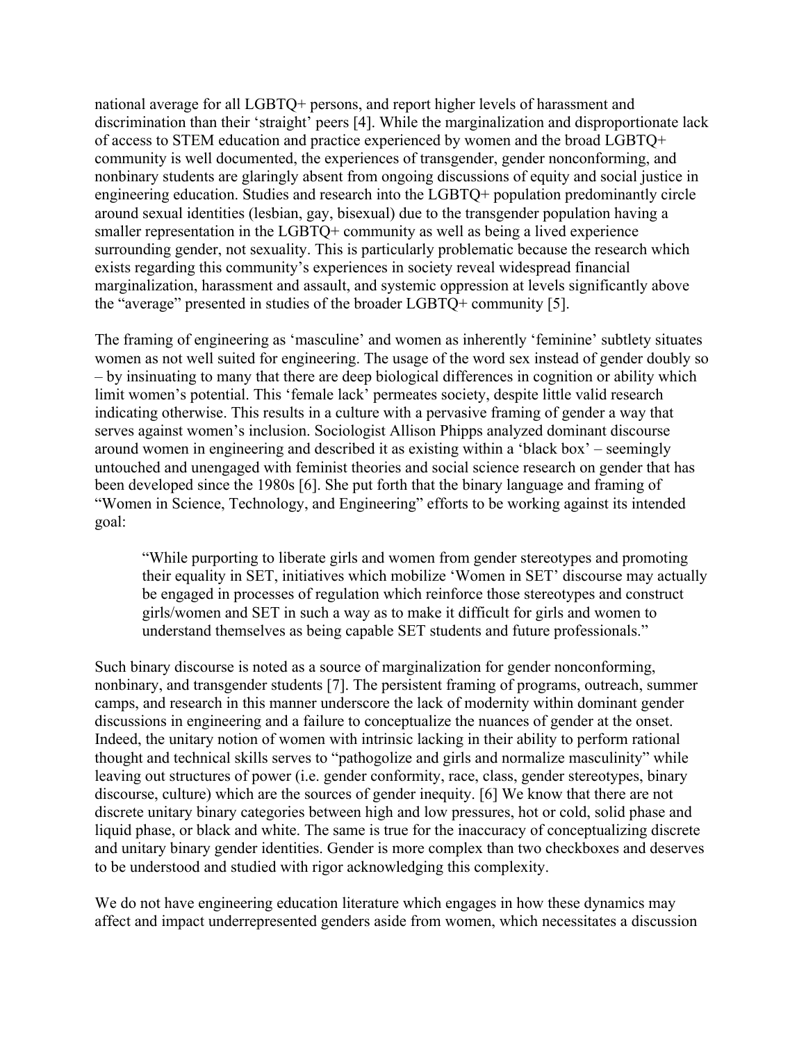national average for all LGBTQ+ persons, and report higher levels of harassment and discrimination than their 'straight' peers [4]. While the marginalization and disproportionate lack of access to STEM education and practice experienced by women and the broad LGBTQ+ community is well documented, the experiences of transgender, gender nonconforming, and nonbinary students are glaringly absent from ongoing discussions of equity and social justice in engineering education. Studies and research into the LGBTQ+ population predominantly circle around sexual identities (lesbian, gay, bisexual) due to the transgender population having a smaller representation in the LGBTQ+ community as well as being a lived experience surrounding gender, not sexuality. This is particularly problematic because the research which exists regarding this community's experiences in society reveal widespread financial marginalization, harassment and assault, and systemic oppression at levels significantly above the "average" presented in studies of the broader LGBTQ+ community [5].

The framing of engineering as 'masculine' and women as inherently 'feminine' subtlety situates women as not well suited for engineering. The usage of the word sex instead of gender doubly so – by insinuating to many that there are deep biological differences in cognition or ability which limit women's potential. This 'female lack' permeates society, despite little valid research indicating otherwise. This results in a culture with a pervasive framing of gender a way that serves against women's inclusion. Sociologist Allison Phipps analyzed dominant discourse around women in engineering and described it as existing within a 'black box' – seemingly untouched and unengaged with feminist theories and social science research on gender that has been developed since the 1980s [6]. She put forth that the binary language and framing of "Women in Science, Technology, and Engineering" efforts to be working against its intended goal:

> "While purporting to liberate girls and women from gender stereotypes and promoting their equality in SET, initiatives which mobilize 'Women in SET' discourse may actually be engaged in processes of regulation which reinforce those stereotypes and construct girls/women and SET in such a way as to make it difficult for girls and women to understand themselves as being capable SET students and future professionals."

Such binary discourse is noted as a source of marginalization for gender nonconforming, nonbinary, and transgender students [7]. The persistent framing of programs, outreach, summer camps, and research in this manner underscore the lack of modernity within dominant gender discussions in engineering and a failure to conceptualize the nuances of gender at the onset. Indeed, the unitary notion of women with intrinsic lacking in their ability to perform rational thought and technical skills serves to "pathogolize and girls and normalize masculinity" while leaving out structures of power (i.e. gender conformity, race, class, gender stereotypes, binary discourse, culture) which are the sources of gender inequity. [6] We know that there are not discrete unitary binary categories between high and low pressures, hot or cold, solid phase and liquid phase, or black and white. The same is true for the inaccuracy of conceptualizing discrete and unitary binary gender identities. Gender is more complex than two checkboxes and deserves to be understood and studied with rigor acknowledging this complexity.

We do not have engineering education literature which engages in how these dynamics may affect and impact underrepresented genders aside from women, which necessitates a discussion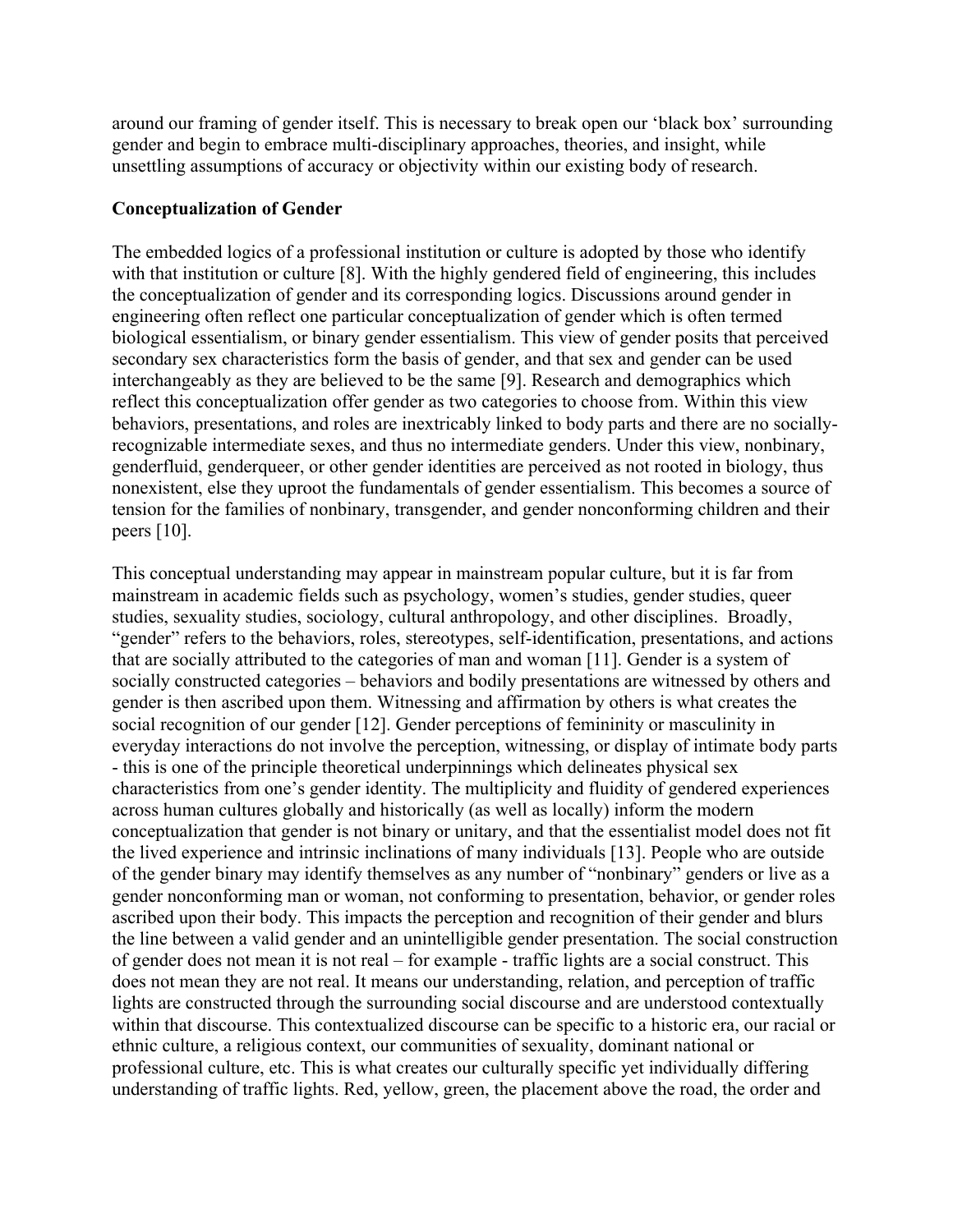around our framing of gender itself. This is necessary to break open our 'black box' surrounding gender and begin to embrace multi-disciplinary approaches, theories, and insight, while unsettling assumptions of accuracy or objectivity within our existing body of research.

**Conceptualization of Gender**

The embedded logics of a professional institution or culture is adopted by those who identify with that institution or culture [8]. With the highly gendered field of engineering, this includes the conceptualization of gender and its corresponding logics. Discussions around gender in engineering often reflect one particular conceptualization of gender which is often termed biological essentialism, or binary gender essentialism. This view of gender posits that perceived secondary sex characteristics form the basis of gender, and that sex and gender can be used interchangeably as they are believed to be the same [9]. Research and demographics which reflect this conceptualization offer gender as two categories to choose from. Within this view behaviors, presentations, and roles are inextricably linked to body parts and there are no socially-recognizable intermediate sexes, and thus no intermediate genders. Under this view, nonbinary, genderfluid, genderqueer, or other gender identities are perceived as not rooted in biology, thus nonexistent, else they uproot the fundamentals of gender essentialism. This becomes a source of tension for the families of nonbinary, transgender, and gender nonconforming children and their peers [10].

This conceptual understanding may appear in mainstream popular culture, but it is far from mainstream in academic fields such as psychology, women's studies, gender studies, queer studies, sexuality studies, sociology, cultural anthropology, and other disciplines. Broadly, "gender" refers to the behaviors, roles, stereotypes, self-identification, presentations, and actions that are socially attributed to the categories of man and woman [11]. Gender is a system of socially constructed categories – behaviors and bodily presentations are witnessed by others and gender is then ascribed upon them. Witnessing and affirmation by others is what creates the social recognition of our gender [12]. Gender perceptions of femininity or masculinity in everyday interactions do not involve the perception, witnessing, or display of intimate body parts - this is one of the principle theoretical underpinnings which delineates physical sex characteristics from one's gender identity. The multiplicity and fluidity of gendered experiences across human cultures globally and historically (as well as locally) inform the modern conceptualization that gender is not binary or unitary, and that the essentialist model does not fit the lived experience and intrinsic inclinations of many individuals [13]. People who are outside of the gender binary may identify themselves as any number of "nonbinary" genders or live as a gender nonconforming man or woman, not conforming to presentation, behavior, or gender roles ascribed upon their body. This impacts the perception and recognition of their gender and blurs the line between a valid gender and an unintelligible gender presentation. The social construction of gender does not mean it is not real – for example - traffic lights are a social construct. This does not mean they are not real. It means our understanding, relation, and perception of traffic lights are constructed through the surrounding social discourse and are understood contextually within that discourse. This contextualized discourse can be specific to a historic era, our racial or ethnic culture, a religious context, our communities of sexuality, dominant national or professional culture, etc. This is what creates our culturally specific yet individually differing understanding of traffic lights. Red, yellow, green, the placement above the road, the order and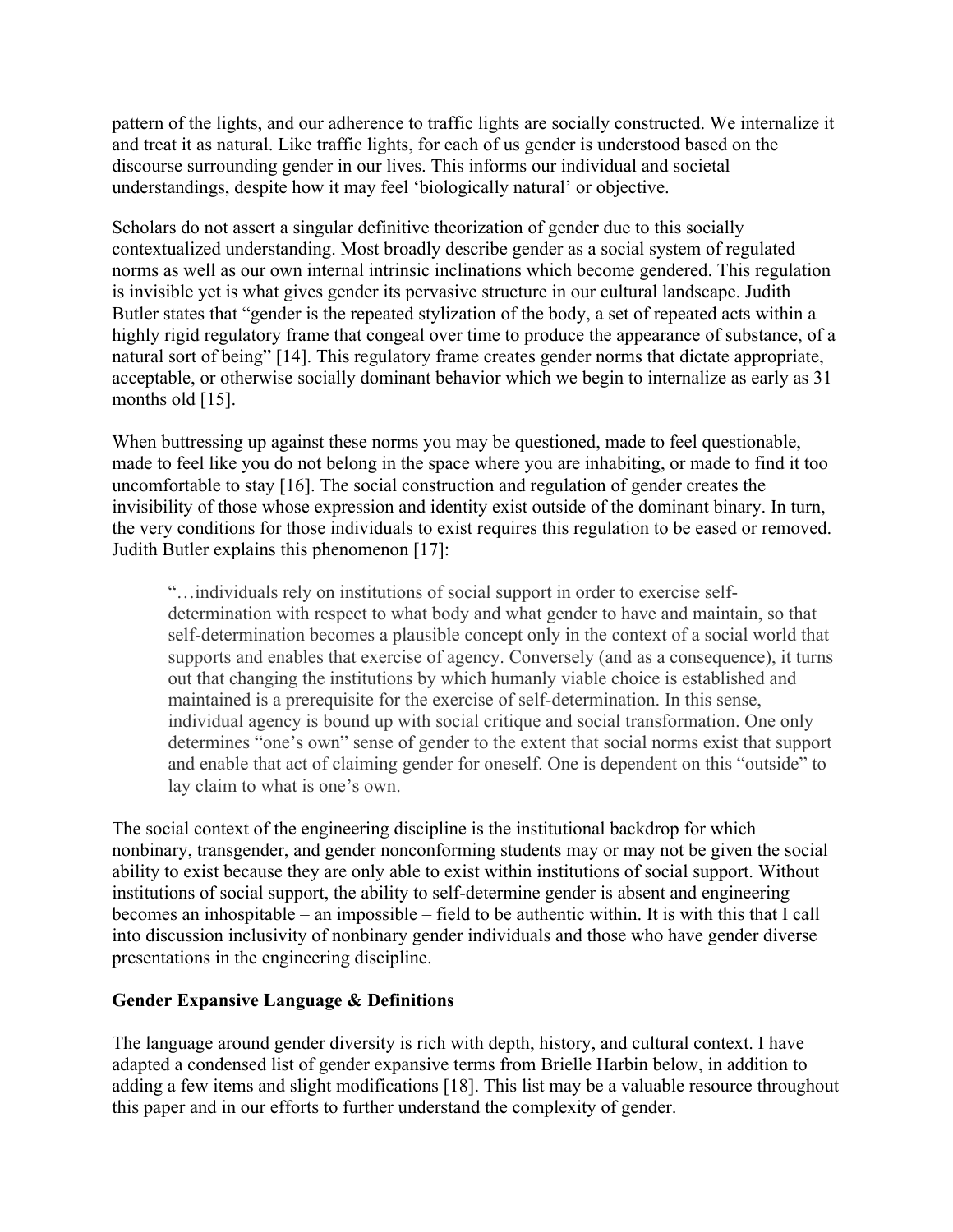pattern of the lights, and our adherence to traffic lights are socially constructed. We internalize it and treat it as natural. Like traffic lights, for each of us gender is understood based on the discourse surrounding gender in our lives. This informs our individual and societal understandings, despite how it may feel 'biologically natural' or objective.

Scholars do not assert a singular definitive theorization of gender due to this socially contextualized understanding. Most broadly describe gender as a social system of regulated norms as well as our own internal intrinsic inclinations which become gendered. This regulation is invisible yet is what gives gender its pervasive structure in our cultural landscape. Judith Butler states that "gender is the repeated stylization of the body, a set of repeated acts within a highly rigid regulatory frame that congeal over time to produce the appearance of substance, of a natural sort of being" [14]. This regulatory frame creates gender norms that dictate appropriate, acceptable, or otherwise socially dominant behavior which we begin to internalize as early as 31 months old [15].

When buttressing up against these norms you may be questioned, made to feel questionable, made to feel like you do not belong in the space where you are inhabiting, or made to find it too uncomfortable to stay [16]. The social construction and regulation of gender creates the invisibility of those whose expression and identity exist outside of the dominant binary. In turn, the very conditions for those individuals to exist requires this regulation to be eased or removed. Judith Butler explains this phenomenon [17]:

> "…individuals rely on institutions of social support in order to exercise self-determination with respect to what body and what gender to have and maintain, so that self-determination becomes a plausible concept only in the context of a social world that supports and enables that exercise of agency. Conversely (and as a consequence), it turns out that changing the institutions by which humanly viable choice is established and maintained is a prerequisite for the exercise of self-determination. In this sense, individual agency is bound up with social critique and social transformation. One only determines "one's own" sense of gender to the extent that social norms exist that support and enable that act of claiming gender for oneself. One is dependent on this "outside" to lay claim to what is one's own.

The social context of the engineering discipline is the institutional backdrop for which nonbinary, transgender, and gender nonconforming students may or may not be given the social ability to exist because they are only able to exist within institutions of social support. Without institutions of social support, the ability to self-determine gender is absent and engineering becomes an inhospitable – an impossible – field to be authentic within. It is with this that I call into discussion inclusivity of nonbinary gender individuals and those who have gender diverse presentations in the engineering discipline.

**Gender Expansive Language & Definitions**

The language around gender diversity is rich with depth, history, and cultural context. I have adapted a condensed list of gender expansive terms from Brielle Harbin below, in addition to adding a few items and slight modifications [18]. This list may be a valuable resource throughout this paper and in our efforts to further understand the complexity of gender.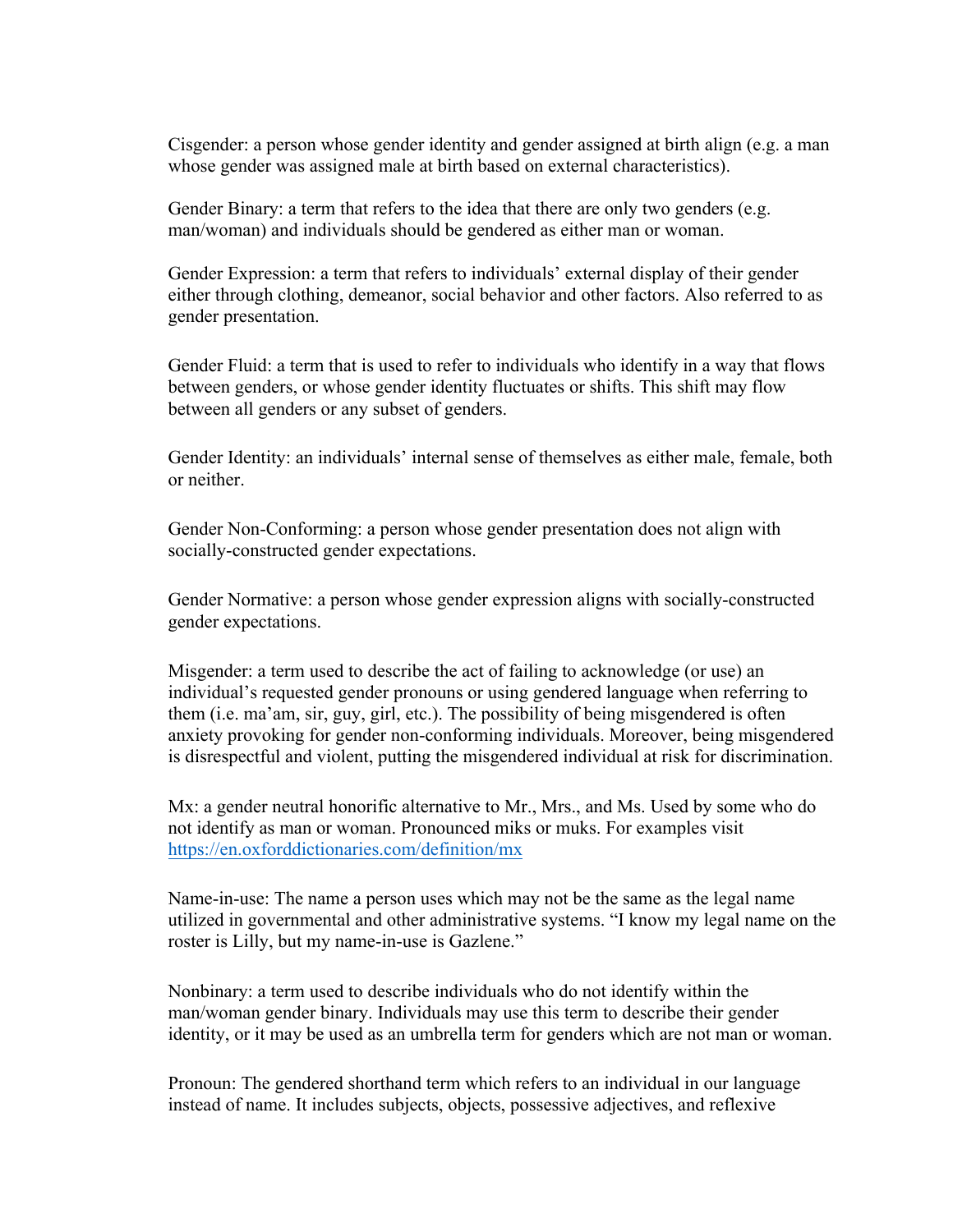Cisgender: a person whose gender identity and gender assigned at birth align (e.g. a man whose gender was assigned male at birth based on external characteristics).

Gender Binary: a term that refers to the idea that there are only two genders (e.g. man/woman) and individuals should be gendered as either man or woman.

Gender Expression: a term that refers to individuals' external display of their gender either through clothing, demeanor, social behavior and other factors. Also referred to as gender presentation.

Gender Fluid: a term that is used to refer to individuals who identify in a way that flows between genders, or whose gender identity fluctuates or shifts. This shift may flow between all genders or any subset of genders.

Gender Identity: an individuals' internal sense of themselves as either male, female, both or neither.

Gender Non-Conforming: a person whose gender presentation does not align with socially-constructed gender expectations.

Gender Normative: a person whose gender expression aligns with socially-constructed gender expectations.

Misgender: a term used to describe the act of failing to acknowledge (or use) an individual's requested gender pronouns or using gendered language when referring to them (i.e. ma'am, sir, guy, girl, etc.). The possibility of being misgendered is often anxiety provoking for gender non-conforming individuals. Moreover, being misgendered is disrespectful and violent, putting the misgendered individual at risk for discrimination.

Mx: a gender neutral honorific alternative to Mr., Mrs., and Ms. Used by some who do not identify as man or woman. Pronounced miks or muks. For examples visit [https://en.oxforddictionaries.com/definition/mx](https://en.oxforddictionaries.com/definition/mx)

Name-in-use: The name a person uses which may not be the same as the legal name utilized in governmental and other administrative systems. "I know my legal name on the roster is Lilly, but my name-in-use is Gazlene."

Nonbinary: a term used to describe individuals who do not identify within the man/woman gender binary. Individuals may use this term to describe their gender identity, or it may be used as an umbrella term for genders which are not man or woman.

Pronoun: The gendered shorthand term which refers to an individual in our language instead of name. It includes subjects, objects, possessive adjectives, and reflexive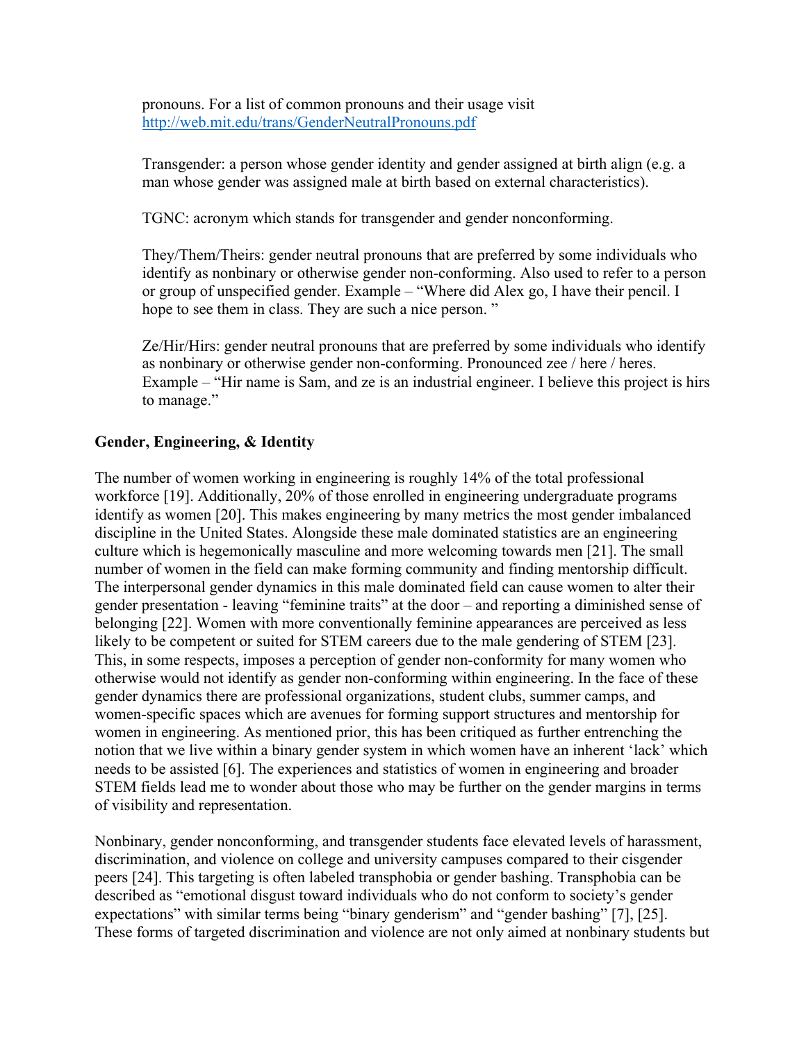pronouns. For a list of common pronouns and their usage visit http://web.mit.edu/trans/GenderNeutralPronouns.pdf

Transgender: a person whose gender identity and gender assigned at birth align (e.g. a man whose gender was assigned male at birth based on external characteristics).

TGNC: acronym which stands for transgender and gender nonconforming.

They/Them/Theirs: gender neutral pronouns that are preferred by some individuals who identify as nonbinary or otherwise gender non-conforming. Also used to refer to a person or group of unspecified gender. Example – "Where did Alex go, I have their pencil. I hope to see them in class. They are such a nice person. "

Ze/Hir/Hirs: gender neutral pronouns that are preferred by some individuals who identify as nonbinary or otherwise gender non-conforming. Pronounced zee / here / heres. Example – "Hir name is Sam, and ze is an industrial engineer. I believe this project is hirs to manage."

**Gender, Engineering, & Identity**

The number of women working in engineering is roughly 14% of the total professional workforce [19]. Additionally, 20% of those enrolled in engineering undergraduate programs identify as women [20]. This makes engineering by many metrics the most gender imbalanced discipline in the United States. Alongside these male dominated statistics are an engineering culture which is hegemonically masculine and more welcoming towards men [21]. The small number of women in the field can make forming community and finding mentorship difficult. The interpersonal gender dynamics in this male dominated field can cause women to alter their gender presentation - leaving "feminine traits" at the door – and reporting a diminished sense of belonging [22]. Women with more conventionally feminine appearances are perceived as less likely to be competent or suited for STEM careers due to the male gendering of STEM [23]. This, in some respects, imposes a perception of gender non-conformity for many women who otherwise would not identify as gender non-conforming within engineering. In the face of these gender dynamics there are professional organizations, student clubs, summer camps, and women-specific spaces which are avenues for forming support structures and mentorship for women in engineering. As mentioned prior, this has been critiqued as further entrenching the notion that we live within a binary gender system in which women have an inherent 'lack' which needs to be assisted [6]. The experiences and statistics of women in engineering and broader STEM fields lead me to wonder about those who may be further on the gender margins in terms of visibility and representation.

Nonbinary, gender nonconforming, and transgender students face elevated levels of harassment, discrimination, and violence on college and university campuses compared to their cisgender peers [24]. This targeting is often labeled transphobia or gender bashing. Transphobia can be described as "emotional disgust toward individuals who do not conform to society's gender expectations" with similar terms being "binary genderism" and "gender bashing" [7], [25]. These forms of targeted discrimination and violence are not only aimed at nonbinary students but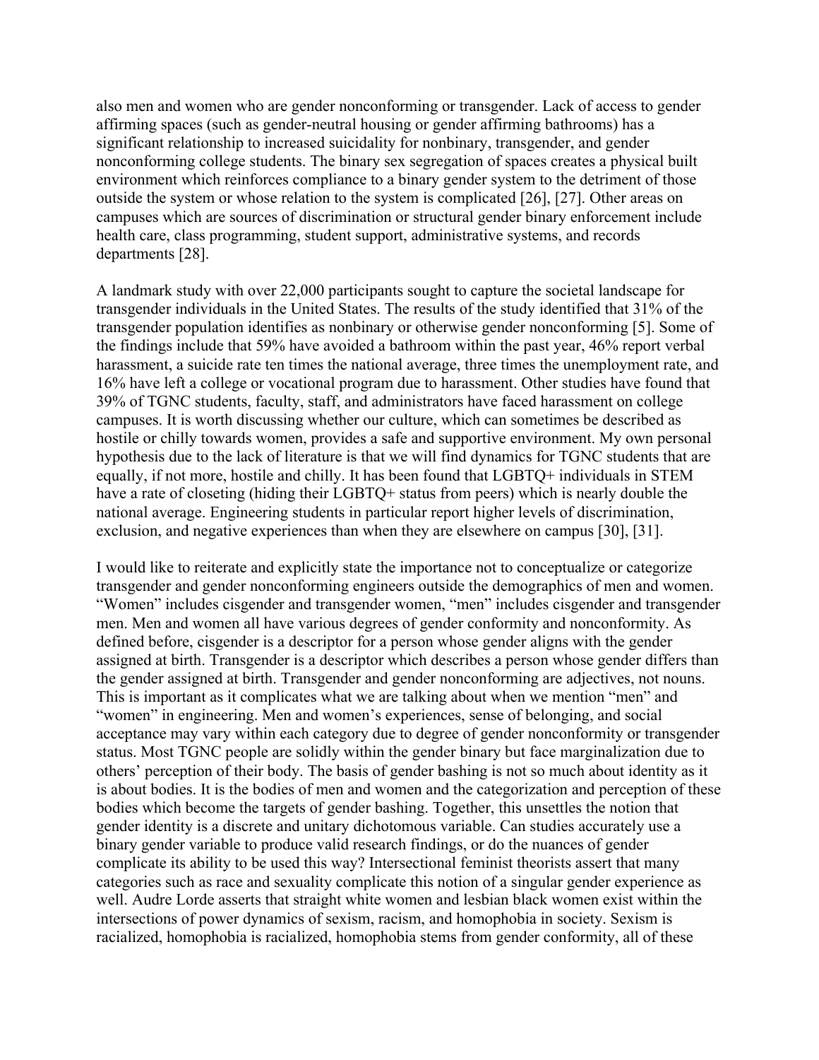also men and women who are gender nonconforming or transgender. Lack of access to gender affirming spaces (such as gender-neutral housing or gender affirming bathrooms) has a significant relationship to increased suicidality for nonbinary, transgender, and gender nonconforming college students. The binary sex segregation of spaces creates a physical built environment which reinforces compliance to a binary gender system to the detriment of those outside the system or whose relation to the system is complicated [26], [27]. Other areas on campuses which are sources of discrimination or structural gender binary enforcement include health care, class programming, student support, administrative systems, and records departments [28].

A landmark study with over 22,000 participants sought to capture the societal landscape for transgender individuals in the United States. The results of the study identified that 31% of the transgender population identifies as nonbinary or otherwise gender nonconforming [5]. Some of the findings include that 59% have avoided a bathroom within the past year, 46% report verbal harassment, a suicide rate ten times the national average, three times the unemployment rate, and 16% have left a college or vocational program due to harassment. Other studies have found that 39% of TGNC students, faculty, staff, and administrators have faced harassment on college campuses. It is worth discussing whether our culture, which can sometimes be described as hostile or chilly towards women, provides a safe and supportive environment. My own personal hypothesis due to the lack of literature is that we will find dynamics for TGNC students that are equally, if not more, hostile and chilly. It has been found that LGBTQ+ individuals in STEM have a rate of closeting (hiding their LGBTQ+ status from peers) which is nearly double the national average. Engineering students in particular report higher levels of discrimination, exclusion, and negative experiences than when they are elsewhere on campus [30], [31].

I would like to reiterate and explicitly state the importance not to conceptualize or categorize transgender and gender nonconforming engineers outside the demographics of men and women. "Women" includes cisgender and transgender women, "men" includes cisgender and transgender men. Men and women all have various degrees of gender conformity and nonconformity. As defined before, cisgender is a descriptor for a person whose gender aligns with the gender assigned at birth. Transgender is a descriptor which describes a person whose gender differs than the gender assigned at birth. Transgender and gender nonconforming are adjectives, not nouns. This is important as it complicates what we are talking about when we mention "men" and "women" in engineering. Men and women's experiences, sense of belonging, and social acceptance may vary within each category due to degree of gender nonconformity or transgender status. Most TGNC people are solidly within the gender binary but face marginalization due to others' perception of their body. The basis of gender bashing is not so much about identity as it is about bodies. It is the bodies of men and women and the categorization and perception of these bodies which become the targets of gender bashing. Together, this unsettles the notion that gender identity is a discrete and unitary dichotomous variable. Can studies accurately use a binary gender variable to produce valid research findings, or do the nuances of gender complicate its ability to be used this way? Intersectional feminist theorists assert that many categories such as race and sexuality complicate this notion of a singular gender experience as well. Audre Lorde asserts that straight white women and lesbian black women exist within the intersections of power dynamics of sexism, racism, and homophobia in society. Sexism is racialized, homophobia is racialized, homophobia stems from gender conformity, all of these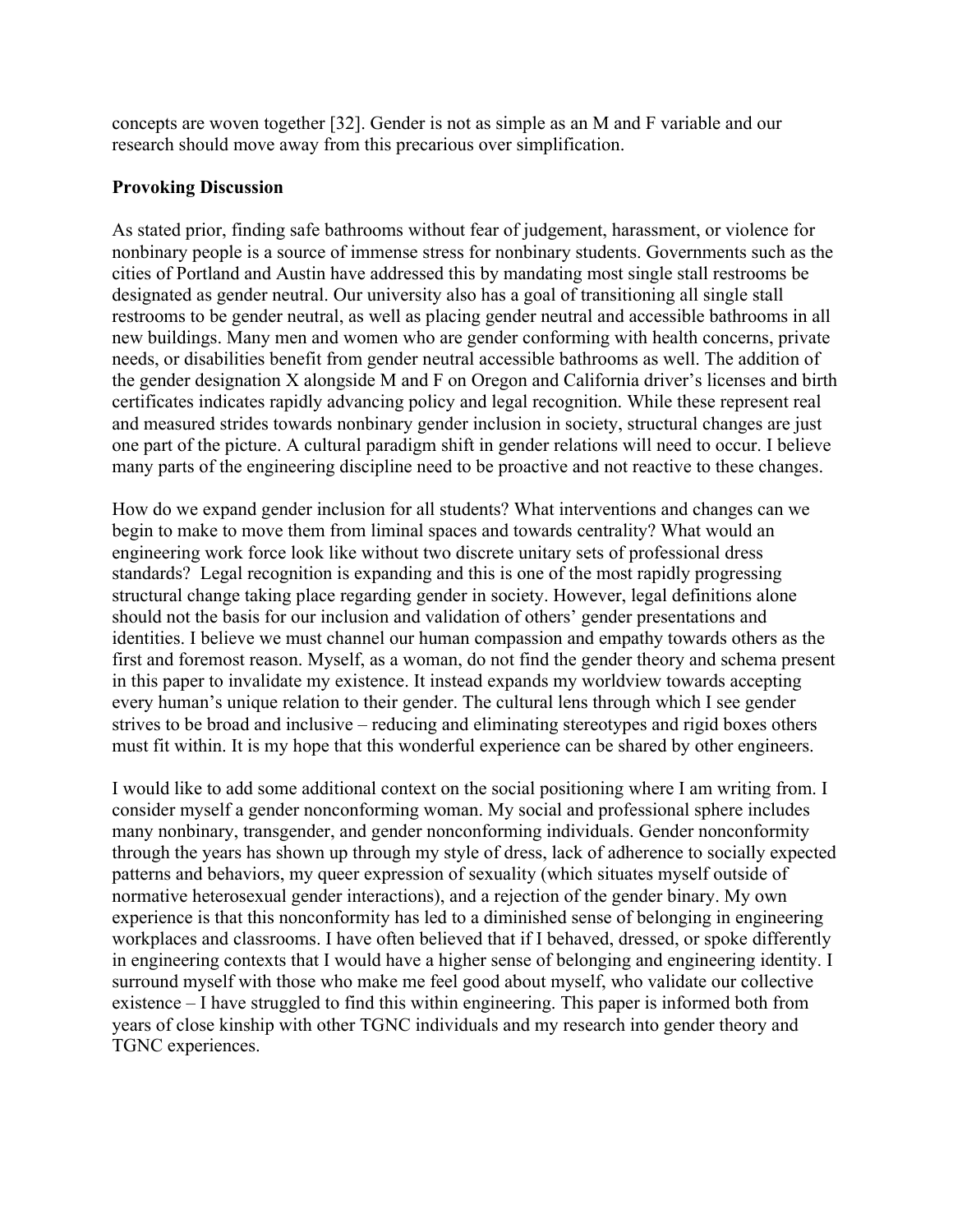concepts are woven together [32]. Gender is not as simple as an M and F variable and our research should move away from this precarious over simplification.

**Provoking Discussion**

As stated prior, finding safe bathrooms without fear of judgement, harassment, or violence for nonbinary people is a source of immense stress for nonbinary students. Governments such as the cities of Portland and Austin have addressed this by mandating most single stall restrooms be designated as gender neutral. Our university also has a goal of transitioning all single stall restrooms to be gender neutral, as well as placing gender neutral and accessible bathrooms in all new buildings. Many men and women who are gender conforming with health concerns, private needs, or disabilities benefit from gender neutral accessible bathrooms as well. The addition of the gender designation X alongside M and F on Oregon and California driver's licenses and birth certificates indicates rapidly advancing policy and legal recognition. While these represent real and measured strides towards nonbinary gender inclusion in society, structural changes are just one part of the picture. A cultural paradigm shift in gender relations will need to occur. I believe many parts of the engineering discipline need to be proactive and not reactive to these changes.

How do we expand gender inclusion for all students? What interventions and changes can we begin to make to move them from liminal spaces and towards centrality? What would an engineering work force look like without two discrete unitary sets of professional dress standards? Legal recognition is expanding and this is one of the most rapidly progressing structural change taking place regarding gender in society. However, legal definitions alone should not the basis for our inclusion and validation of others' gender presentations and identities. I believe we must channel our human compassion and empathy towards others as the first and foremost reason. Myself, as a woman, do not find the gender theory and schema present in this paper to invalidate my existence. It instead expands my worldview towards accepting every human's unique relation to their gender. The cultural lens through which I see gender strives to be broad and inclusive – reducing and eliminating stereotypes and rigid boxes others must fit within. It is my hope that this wonderful experience can be shared by other engineers.

I would like to add some additional context on the social positioning where I am writing from. I consider myself a gender nonconforming woman. My social and professional sphere includes many nonbinary, transgender, and gender nonconforming individuals. Gender nonconformity through the years has shown up through my style of dress, lack of adherence to socially expected patterns and behaviors, my queer expression of sexuality (which situates myself outside of normative heterosexual gender interactions), and a rejection of the gender binary. My own experience is that this nonconformity has led to a diminished sense of belonging in engineering workplaces and classrooms. I have often believed that if I behaved, dressed, or spoke differently in engineering contexts that I would have a higher sense of belonging and engineering identity. I surround myself with those who make me feel good about myself, who validate our collective existence – I have struggled to find this within engineering. This paper is informed both from years of close kinship with other TGNC individuals and my research into gender theory and TGNC experiences.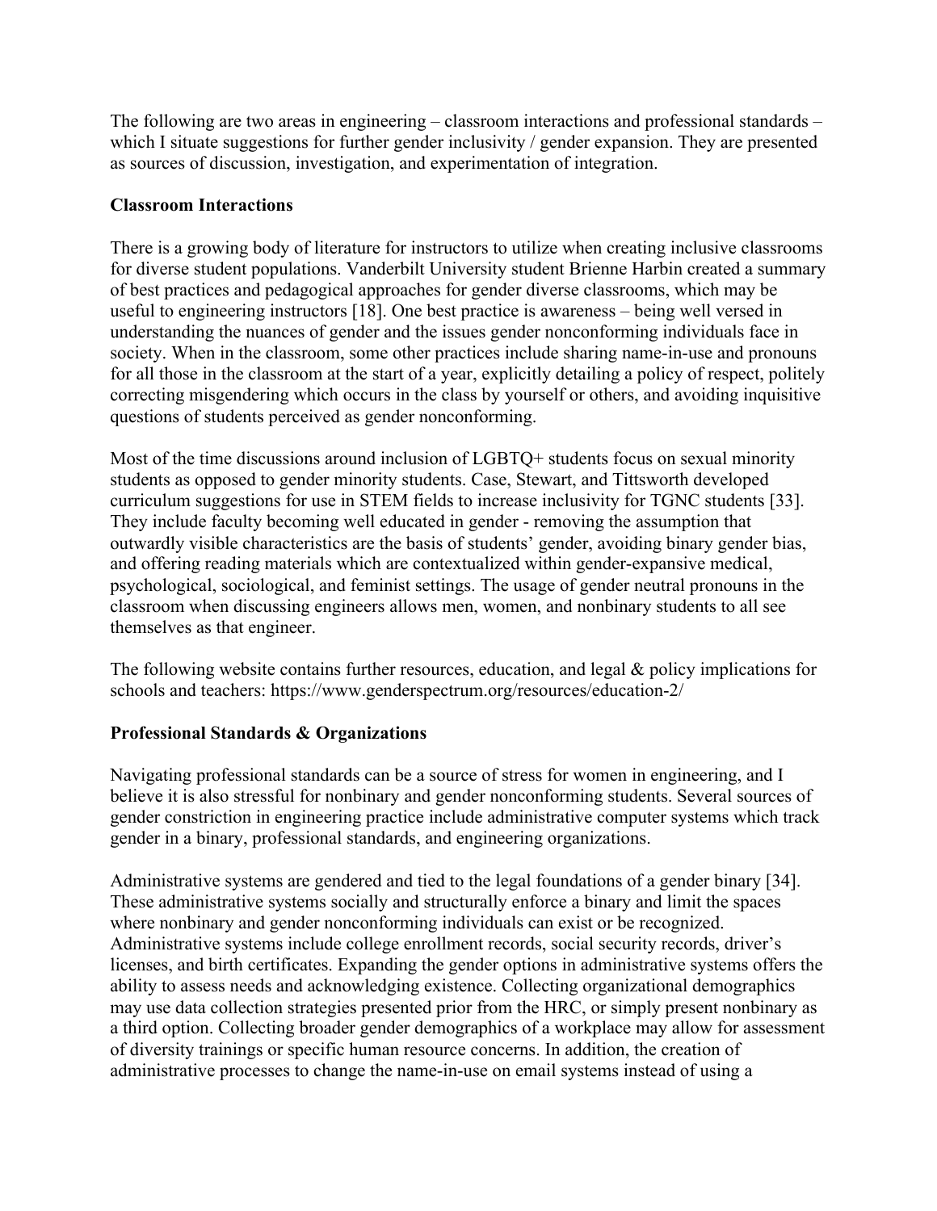The following are two areas in engineering – classroom interactions and professional standards – which I situate suggestions for further gender inclusivity / gender expansion. They are presented as sources of discussion, investigation, and experimentation of integration.

**Classroom Interactions**

There is a growing body of literature for instructors to utilize when creating inclusive classrooms for diverse student populations. Vanderbilt University student Brienne Harbin created a summary of best practices and pedagogical approaches for gender diverse classrooms, which may be useful to engineering instructors [18]. One best practice is awareness – being well versed in understanding the nuances of gender and the issues gender nonconforming individuals face in society. When in the classroom, some other practices include sharing name-in-use and pronouns for all those in the classroom at the start of a year, explicitly detailing a policy of respect, politely correcting misgendering which occurs in the class by yourself or others, and avoiding inquisitive questions of students perceived as gender nonconforming.

Most of the time discussions around inclusion of LGBTQ+ students focus on sexual minority students as opposed to gender minority students. Case, Stewart, and Tittsworth developed curriculum suggestions for use in STEM fields to increase inclusivity for TGNC students [33]. They include faculty becoming well educated in gender - removing the assumption that outwardly visible characteristics are the basis of students' gender, avoiding binary gender bias, and offering reading materials which are contextualized within gender-expansive medical, psychological, sociological, and feminist settings. The usage of gender neutral pronouns in the classroom when discussing engineers allows men, women, and nonbinary students to all see themselves as that engineer.

The following website contains further resources, education, and legal & policy implications for schools and teachers: https://www.genderspectrum.org/resources/education-2/

**Professional Standards & Organizations**

Navigating professional standards can be a source of stress for women in engineering, and I believe it is also stressful for nonbinary and gender nonconforming students. Several sources of gender constriction in engineering practice include administrative computer systems which track gender in a binary, professional standards, and engineering organizations.

Administrative systems are gendered and tied to the legal foundations of a gender binary [34]. These administrative systems socially and structurally enforce a binary and limit the spaces where nonbinary and gender nonconforming individuals can exist or be recognized. Administrative systems include college enrollment records, social security records, driver's licenses, and birth certificates. Expanding the gender options in administrative systems offers the ability to assess needs and acknowledging existence. Collecting organizational demographics may use data collection strategies presented prior from the HRC, or simply present nonbinary as a third option. Collecting broader gender demographics of a workplace may allow for assessment of diversity trainings or specific human resource concerns. In addition, the creation of administrative processes to change the name-in-use on email systems instead of using a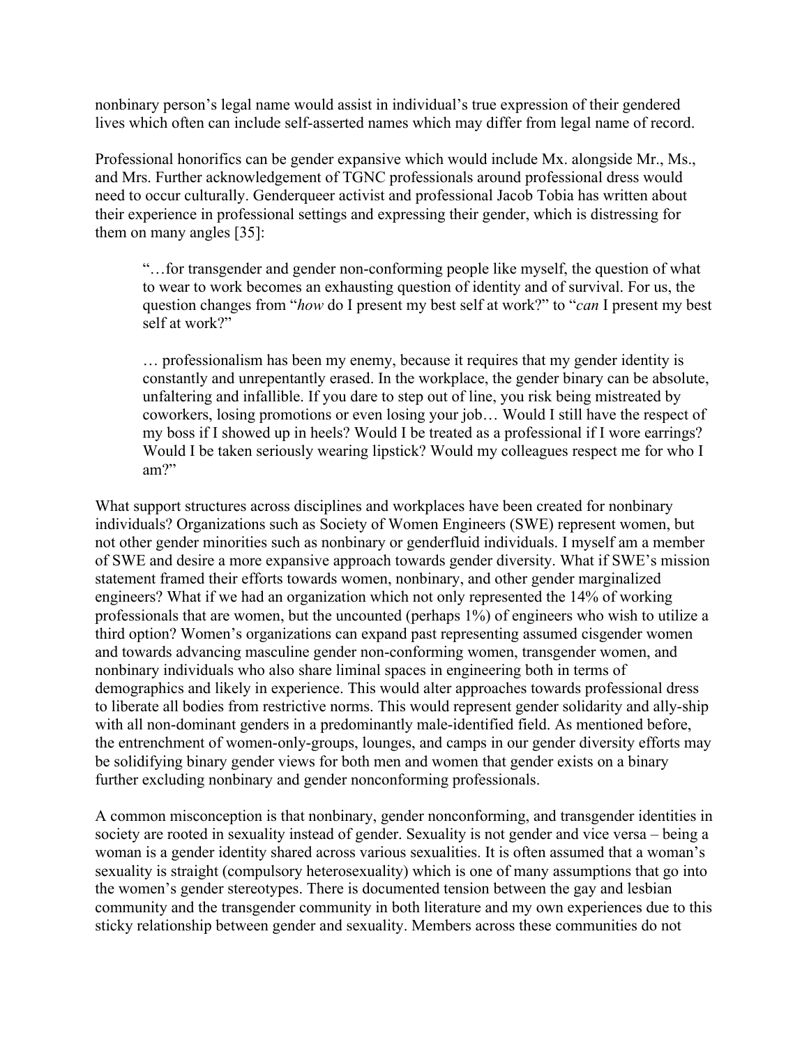nonbinary person's legal name would assist in individual's true expression of their gendered lives which often can include self-asserted names which may differ from legal name of record.

Professional honorifics can be gender expansive which would include Mx. alongside Mr., Ms., and Mrs. Further acknowledgement of TGNC professionals around professional dress would need to occur culturally. Genderqueer activist and professional Jacob Tobia has written about their experience in professional settings and expressing their gender, which is distressing for them on many angles [35]:

> "…for transgender and gender non-conforming people like myself, the question of what to wear to work becomes an exhausting question of identity and of survival. For us, the question changes from "*how* do I present my best self at work?" to "*can* I present my best self at work?"
>
> … professionalism has been my enemy, because it requires that my gender identity is constantly and unrepentantly erased. In the workplace, the gender binary can be absolute, unfaltering and infallible. If you dare to step out of line, you risk being mistreated by coworkers, losing promotions or even losing your job… Would I still have the respect of my boss if I showed up in heels? Would I be treated as a professional if I wore earrings? Would I be taken seriously wearing lipstick? Would my colleagues respect me for who I am?"

What support structures across disciplines and workplaces have been created for nonbinary individuals? Organizations such as Society of Women Engineers (SWE) represent women, but not other gender minorities such as nonbinary or genderfluid individuals. I myself am a member of SWE and desire a more expansive approach towards gender diversity. What if SWE's mission statement framed their efforts towards women, nonbinary, and other gender marginalized engineers? What if we had an organization which not only represented the 14% of working professionals that are women, but the uncounted (perhaps 1%) of engineers who wish to utilize a third option? Women's organizations can expand past representing assumed cisgender women and towards advancing masculine gender non-conforming women, transgender women, and nonbinary individuals who also share liminal spaces in engineering both in terms of demographics and likely in experience. This would alter approaches towards professional dress to liberate all bodies from restrictive norms. This would represent gender solidarity and ally-ship with all non-dominant genders in a predominantly male-identified field. As mentioned before, the entrenchment of women-only-groups, lounges, and camps in our gender diversity efforts may be solidifying binary gender views for both men and women that gender exists on a binary further excluding nonbinary and gender nonconforming professionals.

A common misconception is that nonbinary, gender nonconforming, and transgender identities in society are rooted in sexuality instead of gender. Sexuality is not gender and vice versa – being a woman is a gender identity shared across various sexualities. It is often assumed that a woman's sexuality is straight (compulsory heterosexuality) which is one of many assumptions that go into the women's gender stereotypes. There is documented tension between the gay and lesbian community and the transgender community in both literature and my own experiences due to this sticky relationship between gender and sexuality. Members across these communities do not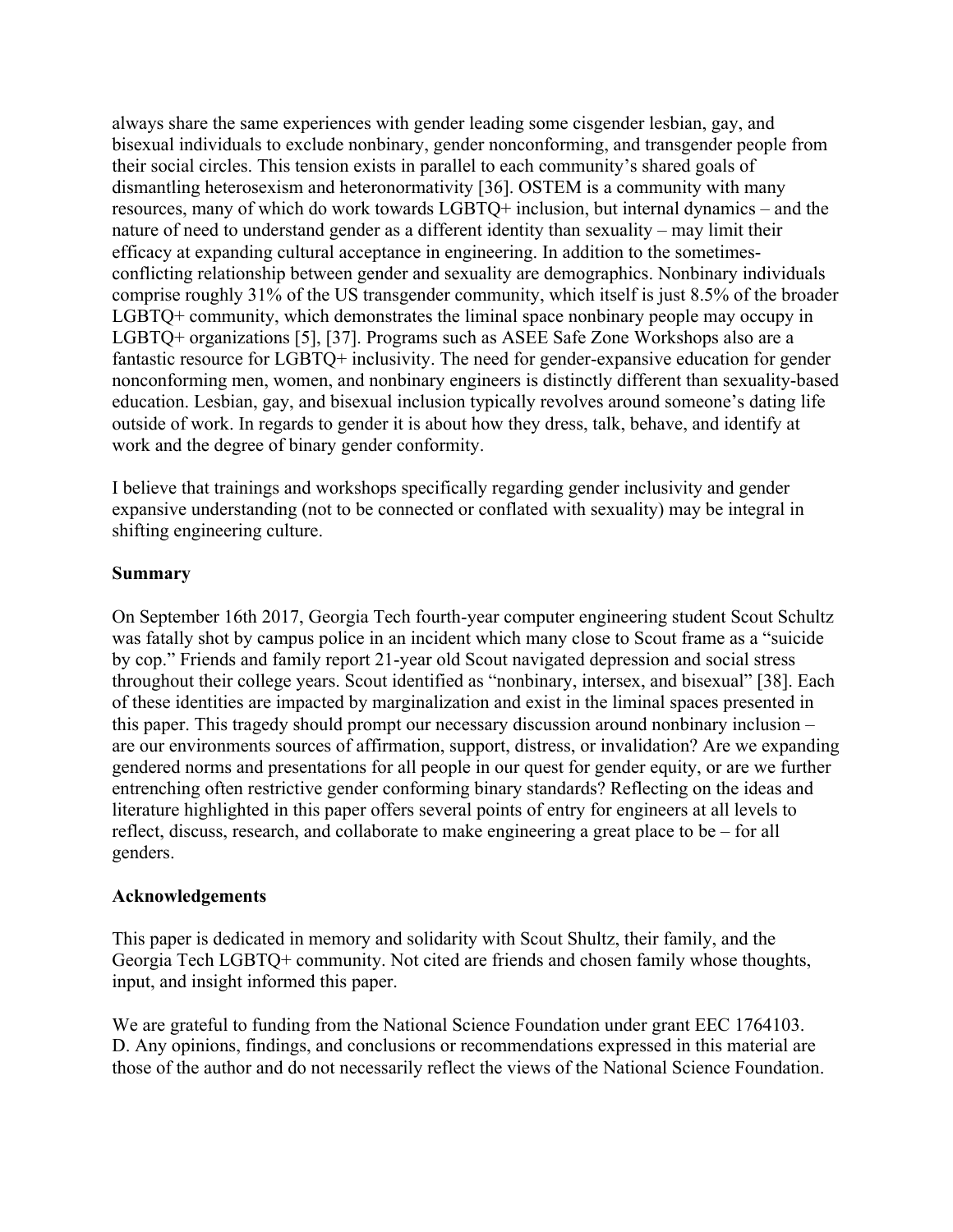always share the same experiences with gender leading some cisgender lesbian, gay, and bisexual individuals to exclude nonbinary, gender nonconforming, and transgender people from their social circles. This tension exists in parallel to each community's shared goals of dismantling heterosexism and heteronormativity [36]. OSTEM is a community with many resources, many of which do work towards LGBTQ+ inclusion, but internal dynamics – and the nature of need to understand gender as a different identity than sexuality – may limit their efficacy at expanding cultural acceptance in engineering. In addition to the sometimes-conflicting relationship between gender and sexuality are demographics. Nonbinary individuals comprise roughly 31% of the US transgender community, which itself is just 8.5% of the broader LGBTQ+ community, which demonstrates the liminal space nonbinary people may occupy in LGBTQ+ organizations [5], [37]. Programs such as ASEE Safe Zone Workshops also are a fantastic resource for LGBTQ+ inclusivity. The need for gender-expansive education for gender nonconforming men, women, and nonbinary engineers is distinctly different than sexuality-based education. Lesbian, gay, and bisexual inclusion typically revolves around someone's dating life outside of work. In regards to gender it is about how they dress, talk, behave, and identify at work and the degree of binary gender conformity.

I believe that trainings and workshops specifically regarding gender inclusivity and gender expansive understanding (not to be connected or conflated with sexuality) may be integral in shifting engineering culture.

**Summary**

On September 16th 2017, Georgia Tech fourth-year computer engineering student Scout Schultz was fatally shot by campus police in an incident which many close to Scout frame as a "suicide by cop." Friends and family report 21-year old Scout navigated depression and social stress throughout their college years. Scout identified as "nonbinary, intersex, and bisexual" [38]. Each of these identities are impacted by marginalization and exist in the liminal spaces presented in this paper. This tragedy should prompt our necessary discussion around nonbinary inclusion – are our environments sources of affirmation, support, distress, or invalidation? Are we expanding gendered norms and presentations for all people in our quest for gender equity, or are we further entrenching often restrictive gender conforming binary standards? Reflecting on the ideas and literature highlighted in this paper offers several points of entry for engineers at all levels to reflect, discuss, research, and collaborate to make engineering a great place to be – for all genders.

**Acknowledgements**

This paper is dedicated in memory and solidarity with Scout Shultz, their family, and the Georgia Tech LGBTQ+ community. Not cited are friends and chosen family whose thoughts, input, and insight informed this paper.

We are grateful to funding from the National Science Foundation under grant EEC 1764103. D. Any opinions, findings, and conclusions or recommendations expressed in this material are those of the author and do not necessarily reflect the views of the National Science Foundation.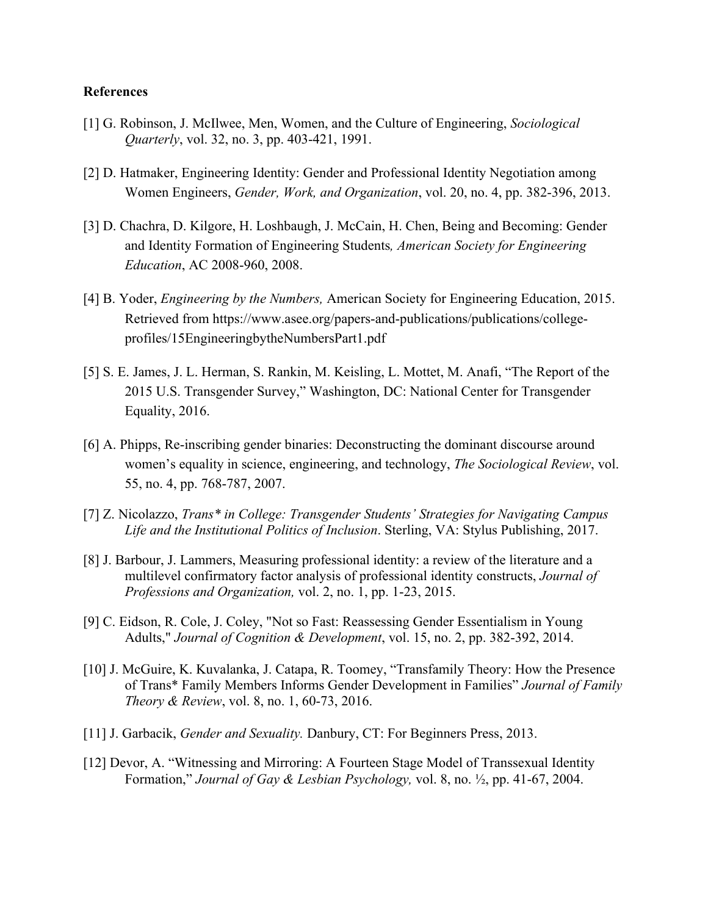**References**

[1] G. Robinson, J. McIlwee, Men, Women, and the Culture of Engineering, *Sociological Quarterly*, vol. 32, no. 3, pp. 403-421, 1991.

[2] D. Hatmaker, Engineering Identity: Gender and Professional Identity Negotiation among Women Engineers, *Gender, Work, and Organization*, vol. 20, no. 4, pp. 382-396, 2013.

[3] D. Chachra, D. Kilgore, H. Loshbaugh, J. McCain, H. Chen, Being and Becoming: Gender and Identity Formation of Engineering Students*, American Society for Engineering Education*, AC 2008-960, 2008.

[4] B. Yoder, *Engineering by the Numbers,* American Society for Engineering Education, 2015. Retrieved from https://www.asee.org/papers-and-publications/publications/college-profiles/15EngineeringbytheNumbersPart1.pdf

[5] S. E. James, J. L. Herman, S. Rankin, M. Keisling, L. Mottet, M. Anafi, "The Report of the 2015 U.S. Transgender Survey," Washington, DC: National Center for Transgender Equality, 2016.

[6] A. Phipps, Re-inscribing gender binaries: Deconstructing the dominant discourse around women's equality in science, engineering, and technology, *The Sociological Review*, vol. 55, no. 4, pp. 768-787, 2007.

[7] Z. Nicolazzo, *Trans* in College: Transgender Students' Strategies for Navigating Campus Life and the Institutional Politics of Inclusion*. Sterling, VA: Stylus Publishing, 2017.

[8] J. Barbour, J. Lammers, Measuring professional identity: a review of the literature and a multilevel confirmatory factor analysis of professional identity constructs, *Journal of Professions and Organization,* vol. 2, no. 1, pp. 1-23, 2015.

[9] C. Eidson, R. Cole, J. Coley, "Not so Fast: Reassessing Gender Essentialism in Young Adults," *Journal of Cognition & Development*, vol. 15, no. 2, pp. 382-392, 2014.

[10] J. McGuire, K. Kuvalanka, J. Catapa, R. Toomey, "Transfamily Theory: How the Presence of Trans* Family Members Informs Gender Development in Families" *Journal of Family Theory & Review*, vol. 8, no. 1, 60-73, 2016.

[11] J. Garbacik, *Gender and Sexuality.* Danbury, CT: For Beginners Press, 2013.

[12] Devor, A. "Witnessing and Mirroring: A Fourteen Stage Model of Transsexual Identity Formation," *Journal of Gay & Lesbian Psychology,* vol. 8, no. ½, pp. 41-67, 2004.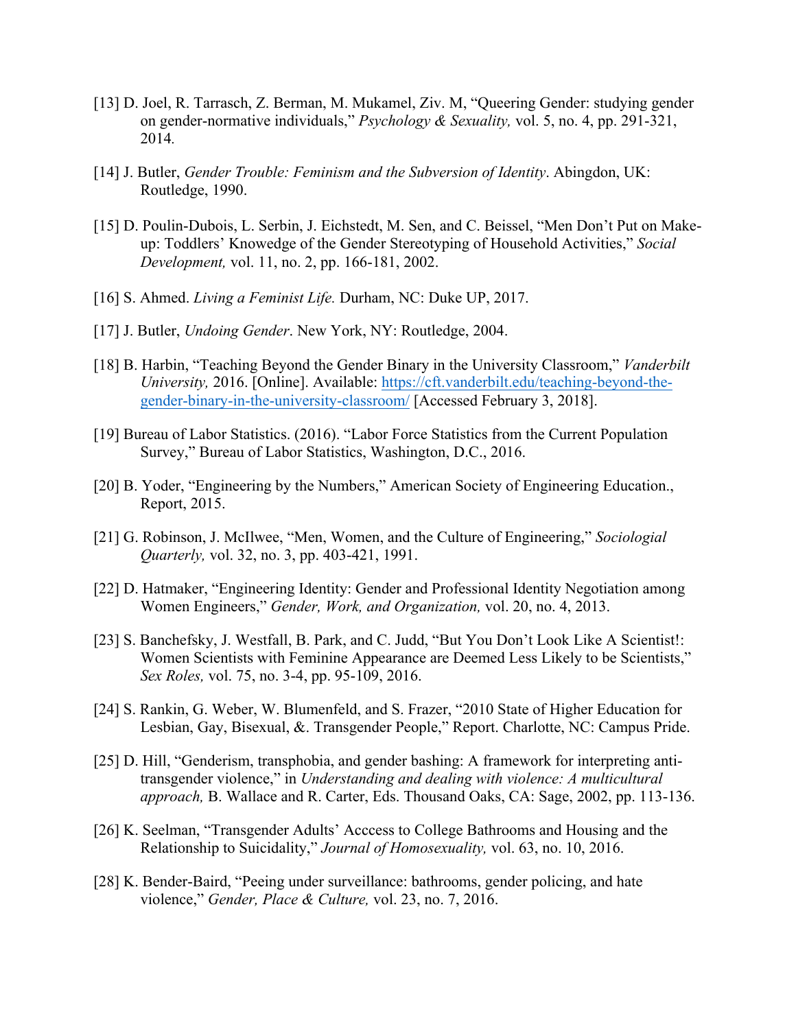[13] D. Joel, R. Tarrasch, Z. Berman, M. Mukamel, Ziv. M, "Queering Gender: studying gender on gender-normative individuals," *Psychology & Sexuality,* vol. 5, no. 4, pp. 291-321, 2014.

[14] J. Butler, *Gender Trouble: Feminism and the Subversion of Identity*. Abingdon, UK: Routledge, 1990.

[15] D. Poulin-Dubois, L. Serbin, J. Eichstedt, M. Sen, and C. Beissel, "Men Don't Put on Make-up: Toddlers' Knowedge of the Gender Stereotyping of Household Activities," *Social Development,* vol. 11, no. 2, pp. 166-181, 2002.

[16] S. Ahmed. *Living a Feminist Life.* Durham, NC: Duke UP, 2017.

[17] J. Butler, *Undoing Gender*. New York, NY: Routledge, 2004.

[18] B. Harbin, "Teaching Beyond the Gender Binary in the University Classroom," *Vanderbilt University,* 2016. [Online]. Available: https://cft.vanderbilt.edu/teaching-beyond-the-gender-binary-in-the-university-classroom/ [Accessed February 3, 2018].

[19] Bureau of Labor Statistics. (2016). "Labor Force Statistics from the Current Population Survey," Bureau of Labor Statistics, Washington, D.C., 2016.

[20] B. Yoder, "Engineering by the Numbers," American Society of Engineering Education., Report, 2015.

[21] G. Robinson, J. McIlwee, "Men, Women, and the Culture of Engineering," *Sociologial Quarterly,* vol. 32, no. 3, pp. 403-421, 1991.

[22] D. Hatmaker, "Engineering Identity: Gender and Professional Identity Negotiation among Women Engineers," *Gender, Work, and Organization,* vol. 20, no. 4, 2013.

[23] S. Banchefsky, J. Westfall, B. Park, and C. Judd, "But You Don't Look Like A Scientist!: Women Scientists with Feminine Appearance are Deemed Less Likely to be Scientists," *Sex Roles,* vol. 75, no. 3-4, pp. 95-109, 2016.

[24] S. Rankin, G. Weber, W. Blumenfeld, and S. Frazer, "2010 State of Higher Education for Lesbian, Gay, Bisexual, &. Transgender People," Report. Charlotte, NC: Campus Pride.

[25] D. Hill, "Genderism, transphobia, and gender bashing: A framework for interpreting anti-transgender violence," in *Understanding and dealing with violence: A multicultural approach,* B. Wallace and R. Carter, Eds. Thousand Oaks, CA: Sage, 2002, pp. 113-136.

[26] K. Seelman, "Transgender Adults' Acccess to College Bathrooms and Housing and the Relationship to Suicidality," *Journal of Homosexuality,* vol. 63, no. 10, 2016.

[28] K. Bender-Baird, "Peeing under surveillance: bathrooms, gender policing, and hate violence," *Gender, Place & Culture,* vol. 23, no. 7, 2016.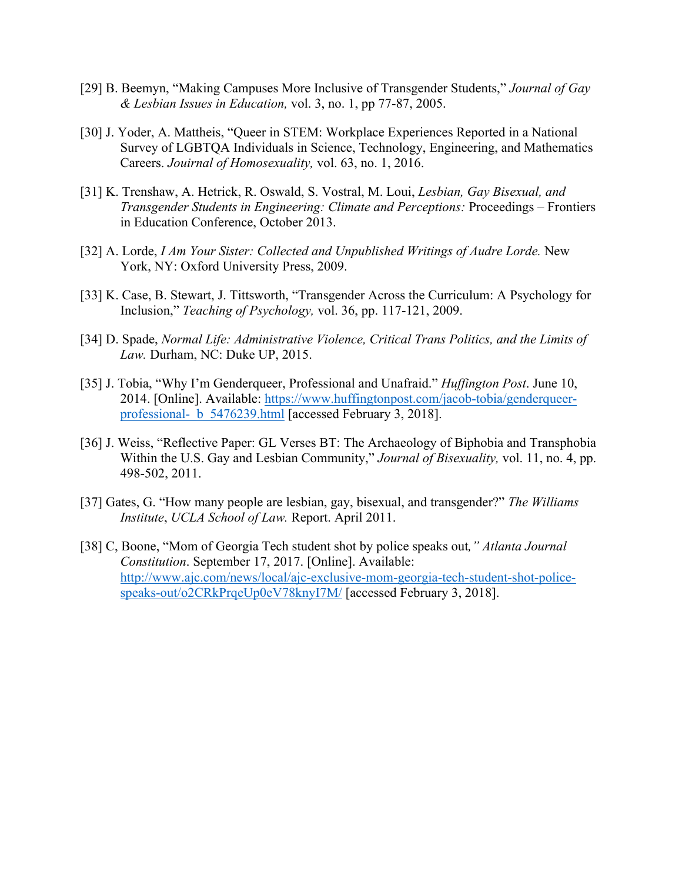[29] B. Beemyn, “Making Campuses More Inclusive of Transgender Students,” *Journal of Gay & Lesbian Issues in Education,* vol. 3, no. 1, pp 77-87, 2005.

[30] J. Yoder, A. Mattheis, “Queer in STEM: Workplace Experiences Reported in a National Survey of LGBTQA Individuals in Science, Technology, Engineering, and Mathematics Careers. *Jouirnal of Homosexuality,* vol. 63, no. 1, 2016.

[31] K. Trenshaw, A. Hetrick, R. Oswald, S. Vostral, M. Loui, *Lesbian, Gay Bisexual, and Transgender Students in Engineering: Climate and Perceptions:* Proceedings – Frontiers in Education Conference, October 2013.

[32] A. Lorde, *I Am Your Sister: Collected and Unpublished Writings of Audre Lorde.* New York, NY: Oxford University Press, 2009.

[33] K. Case, B. Stewart, J. Tittsworth, “Transgender Across the Curriculum: A Psychology for Inclusion,” *Teaching of Psychology,* vol. 36, pp. 117-121, 2009.

[34] D. Spade, *Normal Life: Administrative Violence, Critical Trans Politics, and the Limits of Law.* Durham, NC: Duke UP, 2015.

[35] J. Tobia, “Why I’m Genderqueer, Professional and Unafraid.” *Huffington Post*. June 10, 2014. [Online]. Available: https://www.huffingtonpost.com/jacob-tobia/genderqueer-professional-_b_5476239.html [accessed February 3, 2018].

[36] J. Weiss, “Reflective Paper: GL Verses BT: The Archaeology of Biphobia and Transphobia Within the U.S. Gay and Lesbian Community,” *Journal of Bisexuality,* vol. 11, no. 4, pp. 498-502, 2011.

[37] Gates, G. “How many people are lesbian, gay, bisexual, and transgender?” *The Williams Institute*, *UCLA School of Law.* Report. April 2011.

[38] C, Boone, “Mom of Georgia Tech student shot by police speaks out*,” Atlanta Journal Constitution*. September 17, 2017. [Online]. Available: http://www.ajc.com/news/local/ajc-exclusive-mom-georgia-tech-student-shot-police-speaks-out/o2CRkPrqeUp0eV78knyI7M/ [accessed February 3, 2018].